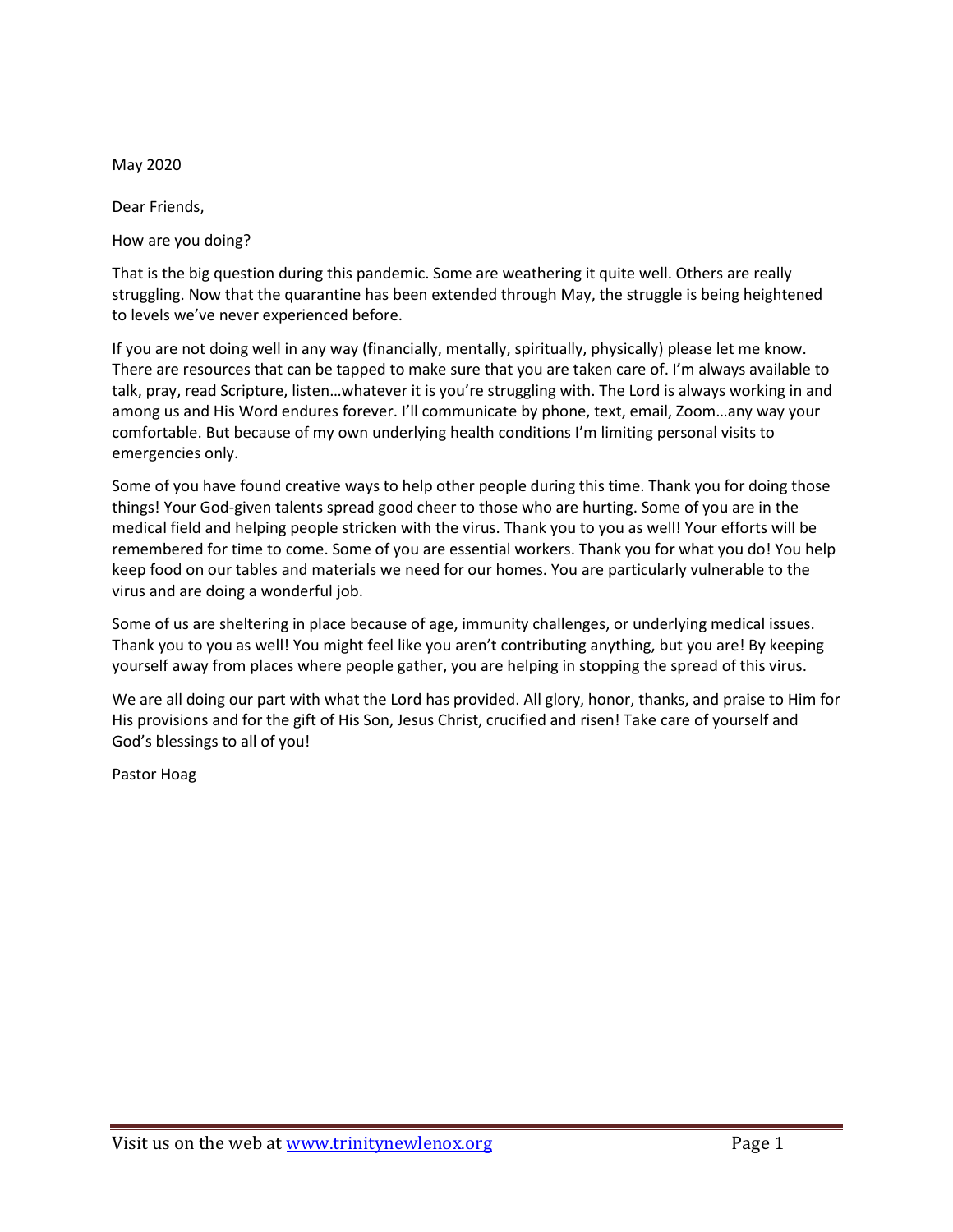May 2020

Dear Friends,

How are you doing?

That is the big question during this pandemic. Some are weathering it quite well. Others are really struggling. Now that the quarantine has been extended through May, the struggle is being heightened to levels we've never experienced before.

If you are not doing well in any way (financially, mentally, spiritually, physically) please let me know. There are resources that can be tapped to make sure that you are taken care of. I'm always available to talk, pray, read Scripture, listen…whatever it is you're struggling with. The Lord is always working in and among us and His Word endures forever. I'll communicate by phone, text, email, Zoom…any way your comfortable. But because of my own underlying health conditions I'm limiting personal visits to emergencies only.

Some of you have found creative ways to help other people during this time. Thank you for doing those things! Your God-given talents spread good cheer to those who are hurting. Some of you are in the medical field and helping people stricken with the virus. Thank you to you as well! Your efforts will be remembered for time to come. Some of you are essential workers. Thank you for what you do! You help keep food on our tables and materials we need for our homes. You are particularly vulnerable to the virus and are doing a wonderful job.

Some of us are sheltering in place because of age, immunity challenges, or underlying medical issues. Thank you to you as well! You might feel like you aren't contributing anything, but you are! By keeping yourself away from places where people gather, you are helping in stopping the spread of this virus.

We are all doing our part with what the Lord has provided. All glory, honor, thanks, and praise to Him for His provisions and for the gift of His Son, Jesus Christ, crucified and risen! Take care of yourself and God's blessings to all of you!

Pastor Hoag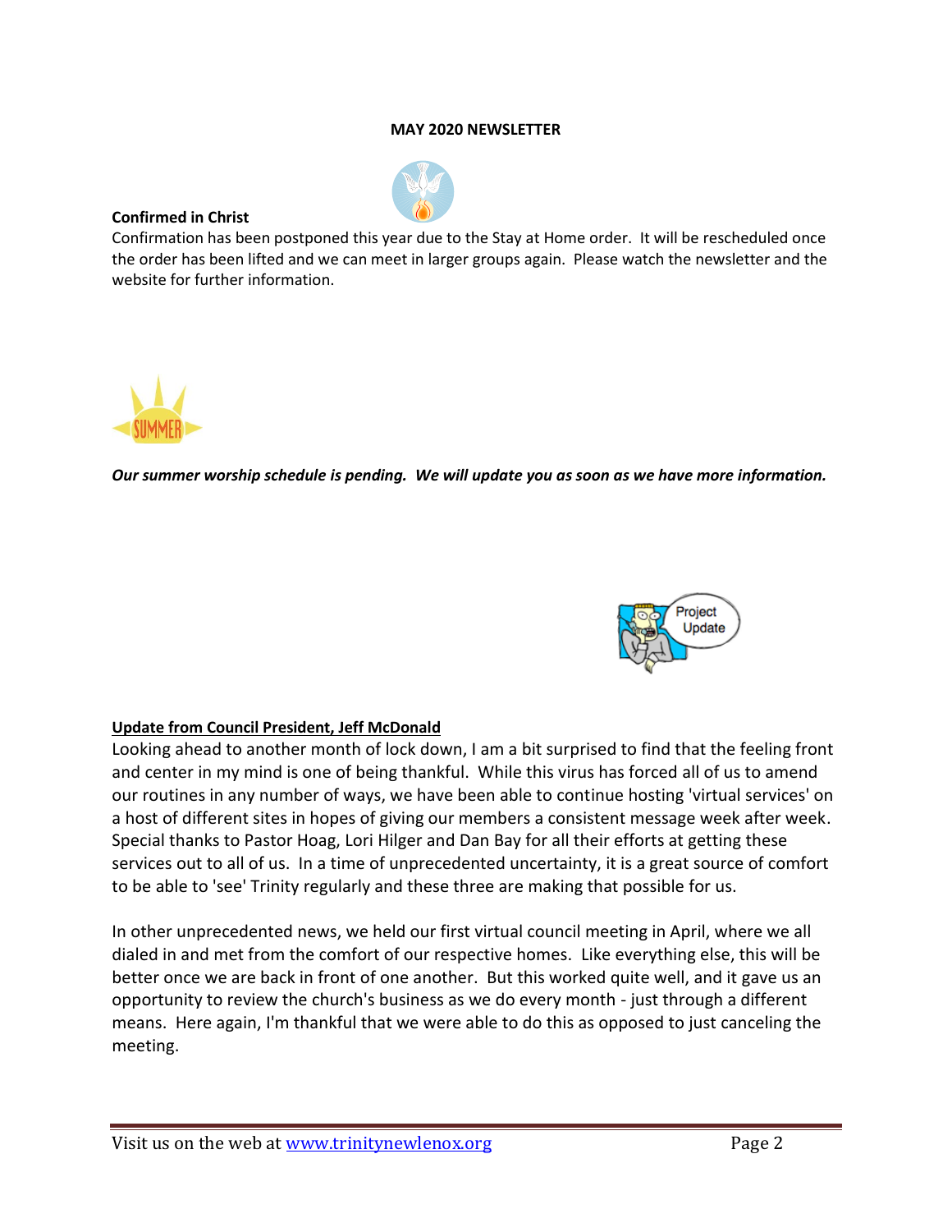**MAY 2020 NEWSLETTER**

**Confirmed in Christ**

Confirmation has been postponed this year due to the Stay at Home order. It will be rescheduled once the order has been lifted and we can meet in larger groups again. Please watch the newsletter and the website for further information.

***Our summer worship schedule is pending. We will update you as soon as we have more information.***

**Update from Council President, Jeff McDonald**

Looking ahead to another month of lock down, I am a bit surprised to find that the feeling front and center in my mind is one of being thankful. While this virus has forced all of us to amend our routines in any number of ways, we have been able to continue hosting 'virtual services' on a host of different sites in hopes of giving our members a consistent message week after week. Special thanks to Pastor Hoag, Lori Hilger and Dan Bay for all their efforts at getting these services out to all of us. In a time of unprecedented uncertainty, it is a great source of comfort to be able to 'see' Trinity regularly and these three are making that possible for us.

In other unprecedented news, we held our first virtual council meeting in April, where we all dialed in and met from the comfort of our respective homes. Like everything else, this will be better once we are back in front of one another. But this worked quite well, and it gave us an opportunity to review the church's business as we do every month - just through a different means. Here again, I'm thankful that we were able to do this as opposed to just canceling the meeting.

Visit us on the web at www.trinitynewlenox.org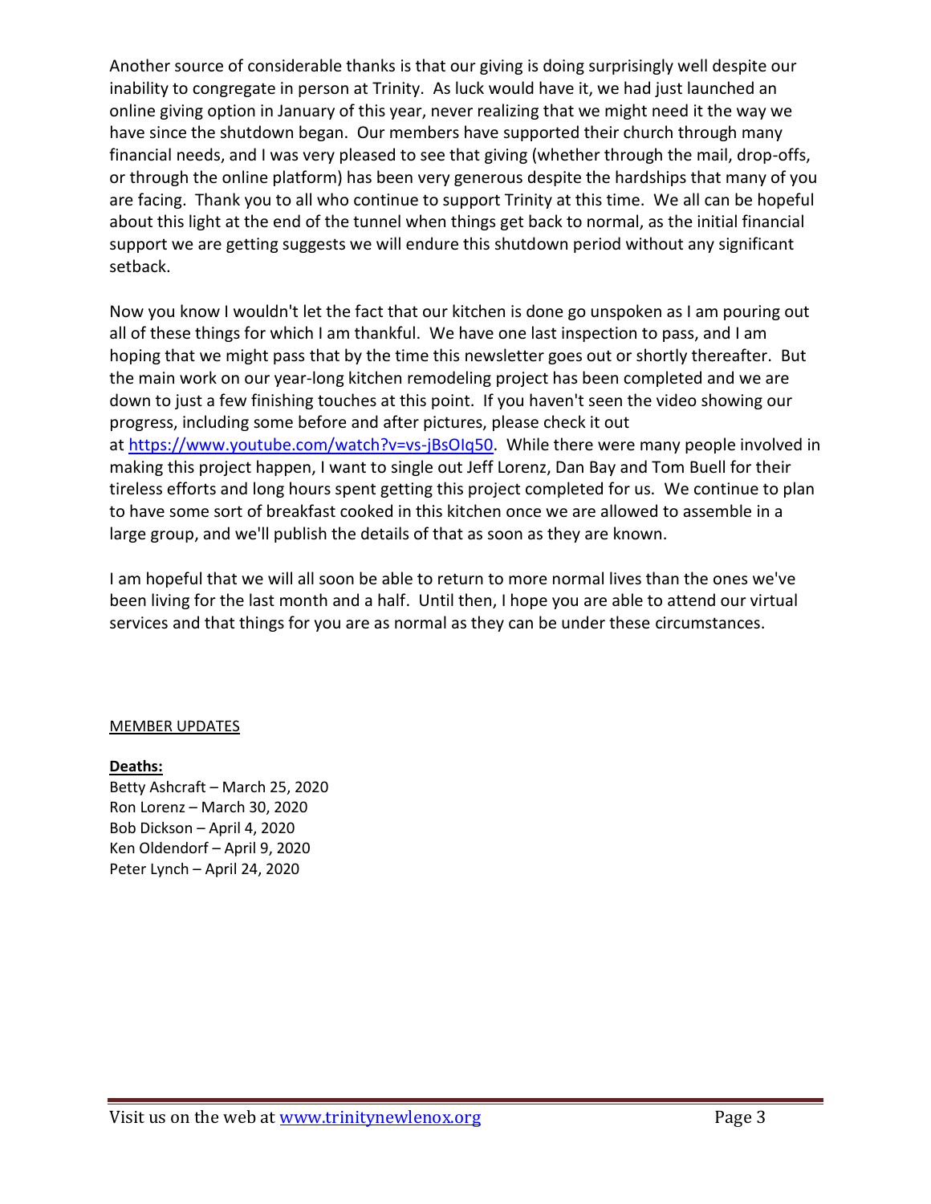Another source of considerable thanks is that our giving is doing surprisingly well despite our inability to congregate in person at Trinity. As luck would have it, we had just launched an online giving option in January of this year, never realizing that we might need it the way we have since the shutdown began. Our members have supported their church through many financial needs, and I was very pleased to see that giving (whether through the mail, drop-offs, or through the online platform) has been very generous despite the hardships that many of you are facing. Thank you to all who continue to support Trinity at this time. We all can be hopeful about this light at the end of the tunnel when things get back to normal, as the initial financial support we are getting suggests we will endure this shutdown period without any significant setback.

Now you know I wouldn't let the fact that our kitchen is done go unspoken as I am pouring out all of these things for which I am thankful. We have one last inspection to pass, and I am hoping that we might pass that by the time this newsletter goes out or shortly thereafter. But the main work on our year-long kitchen remodeling project has been completed and we are down to just a few finishing touches at this point. If you haven't seen the video showing our progress, including some before and after pictures, please check it out at https://www.youtube.com/watch?v=vs-jBsOIq50. While there were many people involved in making this project happen, I want to single out Jeff Lorenz, Dan Bay and Tom Buell for their tireless efforts and long hours spent getting this project completed for us. We continue to plan to have some sort of breakfast cooked in this kitchen once we are allowed to assemble in a large group, and we'll publish the details of that as soon as they are known.

I am hopeful that we will all soon be able to return to more normal lives than the ones we've been living for the last month and a half. Until then, I hope you are able to attend our virtual services and that things for you are as normal as they can be under these circumstances.

## MEMBER UPDATES

**Deaths:**

Betty Ashcraft – March 25, 2020
Ron Lorenz – March 30, 2020
Bob Dickson – April 4, 2020
Ken Oldendorf – April 9, 2020
Peter Lynch – April 24, 2020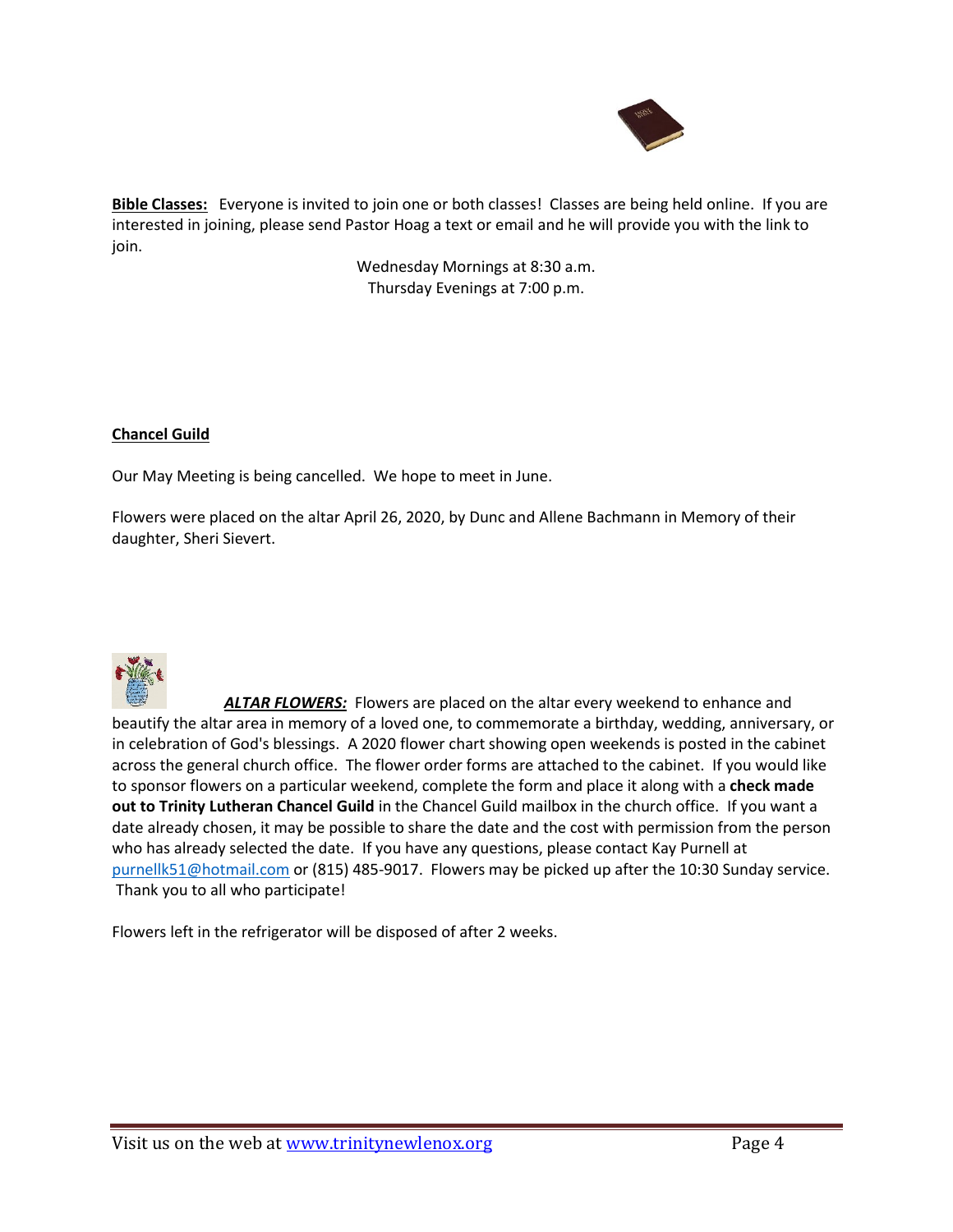**Bible Classes:** Everyone is invited to join one or both classes! Classes are being held online. If you are interested in joining, please send Pastor Hoag a text or email and he will provide you with the link to join.

Wednesday Mornings at 8:30 a.m.
Thursday Evenings at 7:00 p.m.

**Chancel Guild**

Our May Meeting is being cancelled. We hope to meet in June.

Flowers were placed on the altar April 26, 2020, by Dunc and Allene Bachmann in Memory of their daughter, Sheri Sievert.

***ALTAR FLOWERS:*** Flowers are placed on the altar every weekend to enhance and beautify the altar area in memory of a loved one, to commemorate a birthday, wedding, anniversary, or in celebration of God's blessings. A 2020 flower chart showing open weekends is posted in the cabinet across the general church office. The flower order forms are attached to the cabinet. If you would like to sponsor flowers on a particular weekend, complete the form and place it along with a **check made out to Trinity Lutheran Chancel Guild** in the Chancel Guild mailbox in the church office. If you want a date already chosen, it may be possible to share the date and the cost with permission from the person who has already selected the date. If you have any questions, please contact Kay Purnell at purnellk51@hotmail.com or (815) 485-9017. Flowers may be picked up after the 10:30 Sunday service. Thank you to all who participate!

Flowers left in the refrigerator will be disposed of after 2 weeks.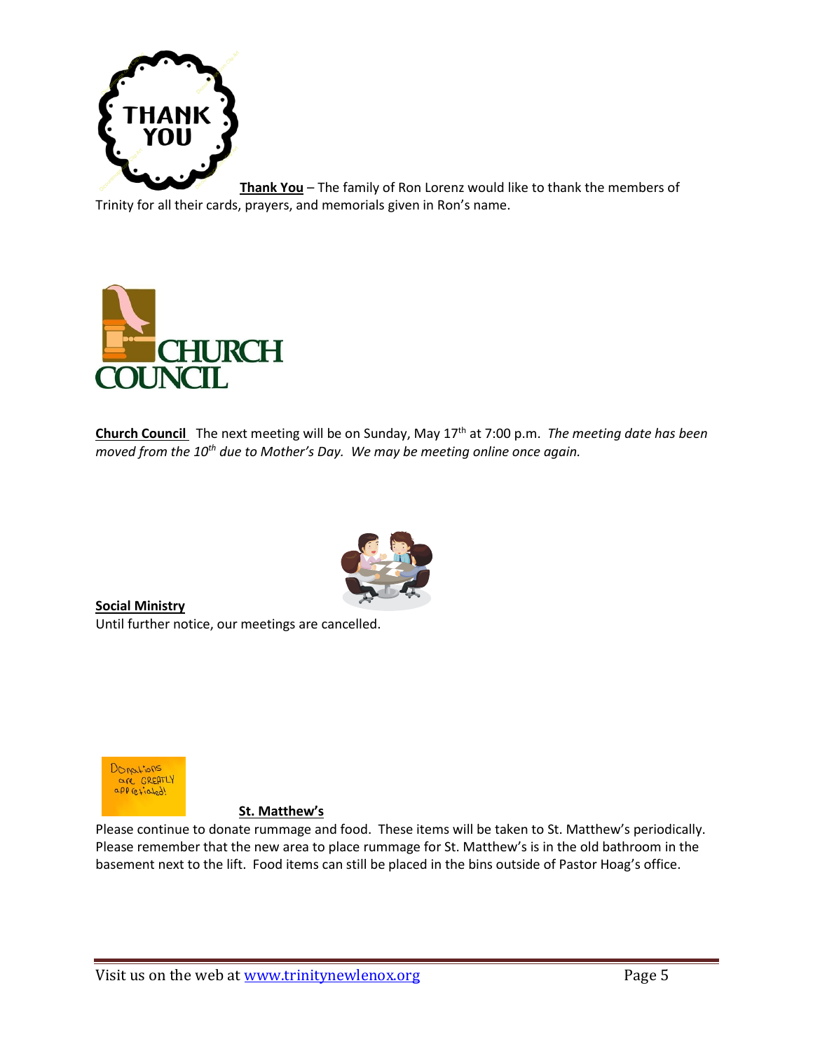**Thank You** – The family of Ron Lorenz would like to thank the members of Trinity for all their cards, prayers, and memorials given in Ron's name.

**Church Council** The next meeting will be on Sunday, May 17th at 7:00 p.m. *The meeting date has been moved from the 10th due to Mother's Day. We may be meeting online once again.*

**Social Ministry**
Until further notice, our meetings are cancelled.

**St. Matthew's**
Please continue to donate rummage and food. These items will be taken to St. Matthew's periodically. Please remember that the new area to place rummage for St. Matthew's is in the old bathroom in the basement next to the lift. Food items can still be placed in the bins outside of Pastor Hoag's office.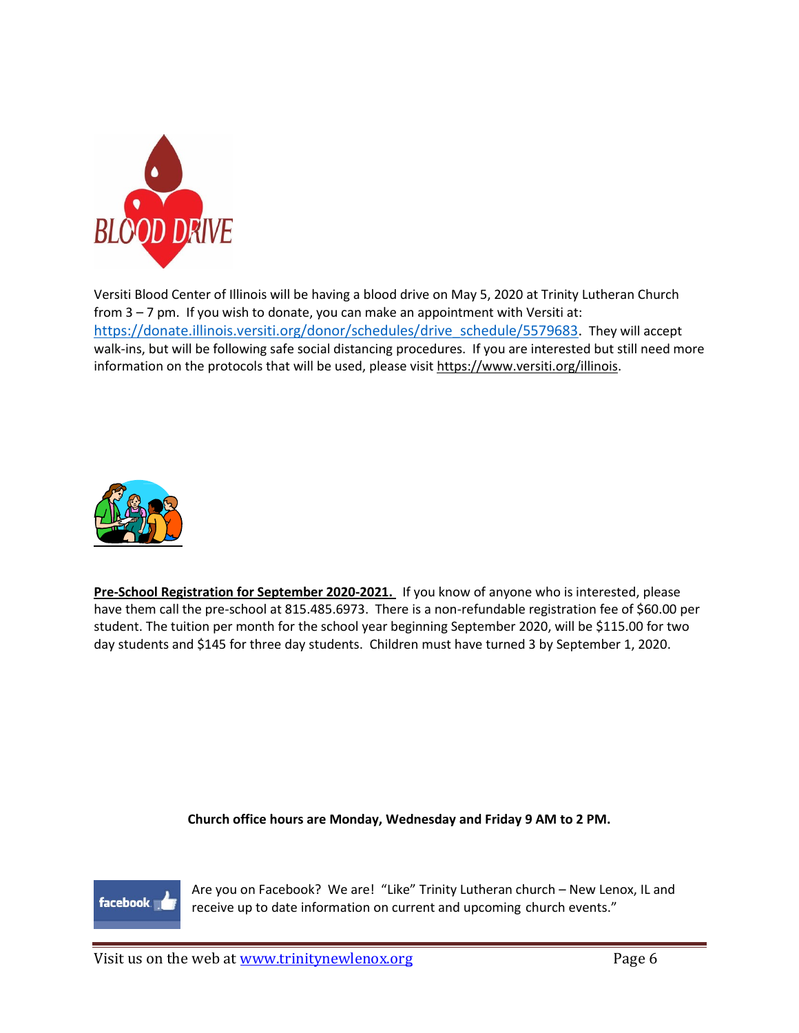BLOOD DRIVE

Versiti Blood Center of Illinois will be having a blood drive on May 5, 2020 at Trinity Lutheran Church from 3 – 7 pm. If you wish to donate, you can make an appointment with Versiti at: https://donate.illinois.versiti.org/donor/schedules/drive_schedule/5579683. They will accept walk-ins, but will be following safe social distancing procedures. If you are interested but still need more information on the protocols that will be used, please visit https://www.versiti.org/illinois.

**Pre-School Registration for September 2020-2021.** If you know of anyone who is interested, please have them call the pre-school at 815.485.6973. There is a non-refundable registration fee of $60.00 per student. The tuition per month for the school year beginning September 2020, will be $115.00 for two day students and $145 for three day students. Children must have turned 3 by September 1, 2020.

**Church office hours are Monday, Wednesday and Friday 9 AM to 2 PM.**

Are you on Facebook? We are! "Like" Trinity Lutheran church – New Lenox, IL and receive up to date information on current and upcoming church events."

Visit us on the web at www.trinitynewlenox.org